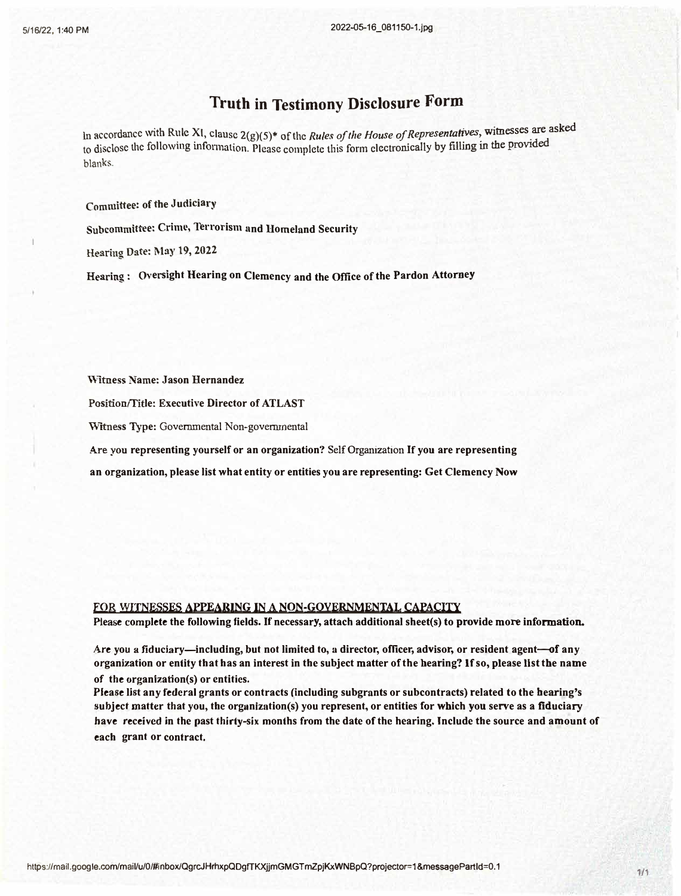# Truth in Testimony Disclosure Form

In accordance with Rule XI, clause 2(g)(5)* of the *Rules of the House of Representatives*, witnesses are asked to disclose the following information. Please complete this form electronically by filling in the provided blanks.

**Committee: of the Judiciary**

**Subcommittee: Crime, Terrorism and Homeland Security**

**Hearing Date: May 19, 2022**

**Hearing : Oversight Hearing on Clemency and the Office of the Pardon Attorney**

**Witness Name: Jason Hernandez**

**Position/Title: Executive Director of ATLAST**

**Witness Type:** Governmental Non-governmental

**Are you representing yourself or an organization?** Self Organization **If you are representing an organization, please list what entity or entities you are representing: Get Clemency Now**

**FOR WITNESSES APPEARING IN A NON-GOVERNMENTAL CAPACITY**

**Please complete the following fields. If necessary, attach additional sheet(s) to provide more information.**

**Are you a fiduciary—including, but not limited to, a director, officer, advisor, or resident agent—of any organization or entity that has an interest in the subject matter of the hearing? If so, please list the name of the organization(s) or entities.**

**Please list any federal grants or contracts (including subgrants or subcontracts) related to the hearing's subject matter that you, the organization(s) you represent, or entities for which you serve as a fiduciary have received in the past thirty-six months from the date of the hearing. Include the source and amount of each grant or contract.**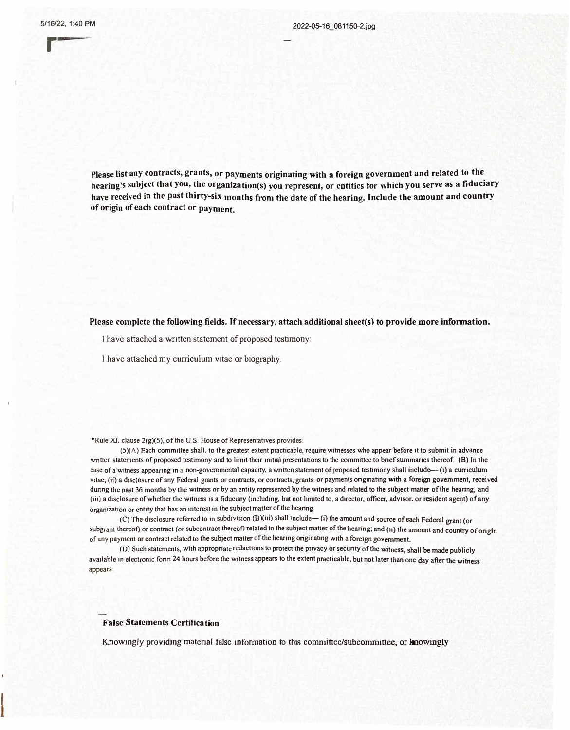**Please list any contracts, grants, or payments originating with a foreign government and related to the hearing's subject that you, the organization(s) you represent, or entities for which you serve as a fiduciary have received in the past thirty-six months from the date of the hearing. Include the amount and country of origin of each contract or payment.**

**Please complete the following fields. If necessary, attach additional sheet(s) to provide more information.**

I have attached a written statement of proposed testimony:

I have attached my curriculum vitae or biography.

*Rule XI, clause 2(g)(5), of the U.S. House of Representatives provides:

(5)(A) Each committee shall, to the greatest extent practicable, require witnesses who appear before it to submit in advance written statements of proposed testimony and to limit their initial presentations to the committee to brief summaries thereof. (B) In the case of a witness appearing in a non-governmental capacity, a written statement of proposed testimony shall include— (i) a curriculum vitae; (ii) a disclosure of any Federal grants or contracts, or contracts, grants, or payments originating with a foreign government, received during the past 36 months by the witness or by an entity represented by the witness and related to the subject matter of the hearing; and (iii) a disclosure of whether the witness is a fiduciary (including, but not limited to, a director, officer, advisor, or resident agent) of any organization or entity that has an interest in the subject matter of the hearing.

(C) The disclosure referred to in subdivision (B)(iii) shall include— (i) the amount and source of each Federal grant (or subgrant thereof) or contract (or subcontract thereof) related to the subject matter of the hearing; and (ii) the amount and country of origin of any payment or contract related to the subject matter of the hearing originating with a foreign government.

(D) Such statements, with appropriate redactions to protect the privacy or security of the witness, shall be made publicly available in electronic form 24 hours before the witness appears to the extent practicable, but not later than one day after the witness appears.

**False Statements Certification**

Knowingly providing material false information to this committee/subcommittee, or knowingly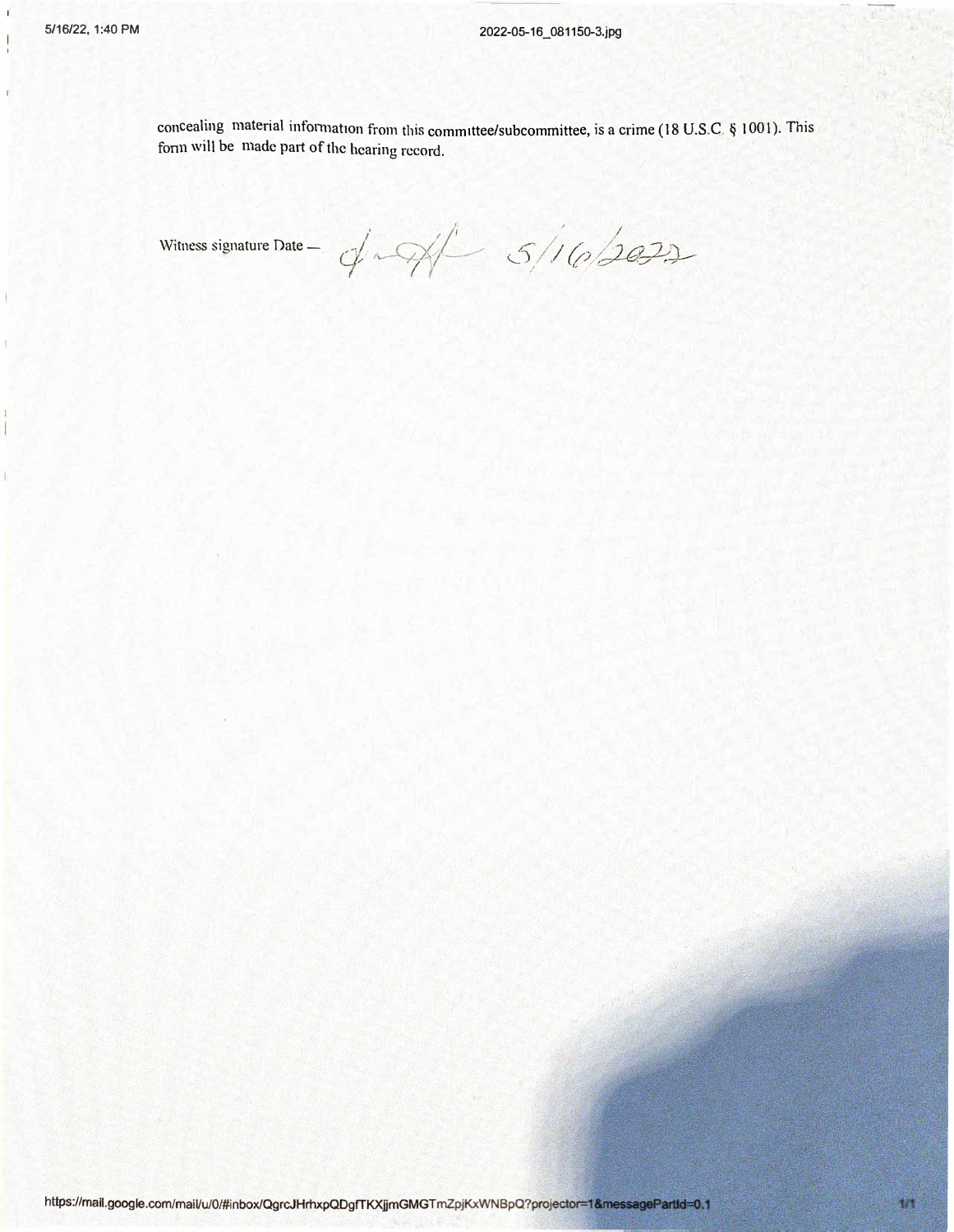concealing material information from this committee/subcommittee, is a crime (18 U.S.C. § 1001). This form will be made part of the hearing record.

Witness signature Date — 5/16/2022